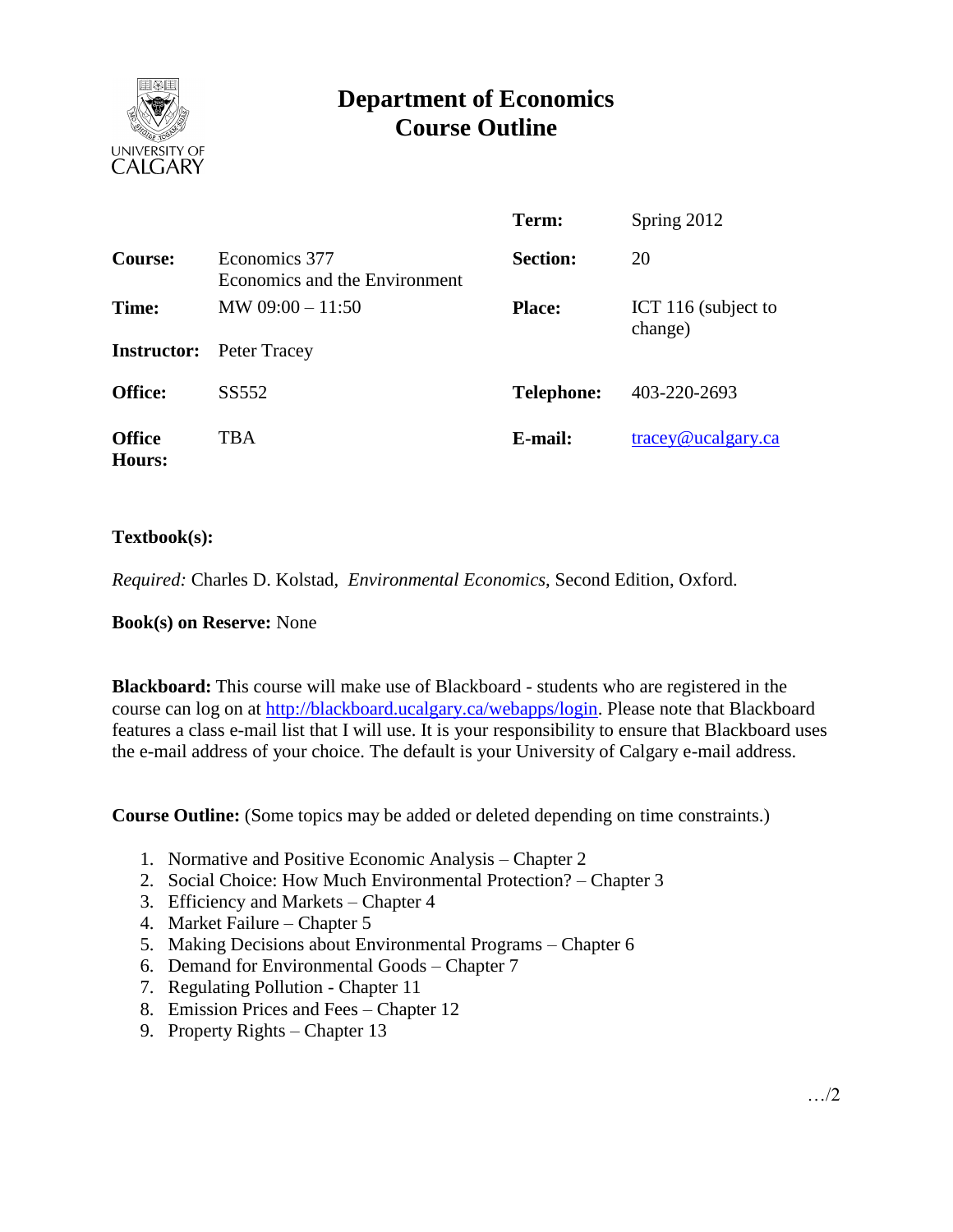UNIVERSITY OF CALGARY

# Department of Economics
# Course Outline

| | | | |
|---|---|---|---|
| | | **Term:** | Spring 2012 |
| **Course:** | Economics 377<br>Economics and the Environment | **Section:** | 20 |
| **Time:** | MW 09:00 – 11:50 | **Place:** | ICT 116 (subject to change) |
| **Instructor:** | Peter Tracey | | |
| **Office:** | SS552 | **Telephone:** | 403-220-2693 |
| **Office Hours:** | TBA | **E-mail:** | tracey@ucalgary.ca |

**Textbook(s):**

*Required:* Charles D. Kolstad, *Environmental Economics*, Second Edition, Oxford.

**Book(s) on Reserve:** None

**Blackboard:** This course will make use of Blackboard - students who are registered in the course can log on at http://blackboard.ucalgary.ca/webapps/login. Please note that Blackboard features a class e-mail list that I will use. It is your responsibility to ensure that Blackboard uses the e-mail address of your choice. The default is your University of Calgary e-mail address.

**Course Outline:** (Some topics may be added or deleted depending on time constraints.)

1. Normative and Positive Economic Analysis – Chapter 2
2. Social Choice: How Much Environmental Protection? – Chapter 3
3. Efficiency and Markets – Chapter 4
4. Market Failure – Chapter 5
5. Making Decisions about Environmental Programs – Chapter 6
6. Demand for Environmental Goods – Chapter 7
7. Regulating Pollution - Chapter 11
8. Emission Prices and Fees – Chapter 12
9. Property Rights – Chapter 13

…/2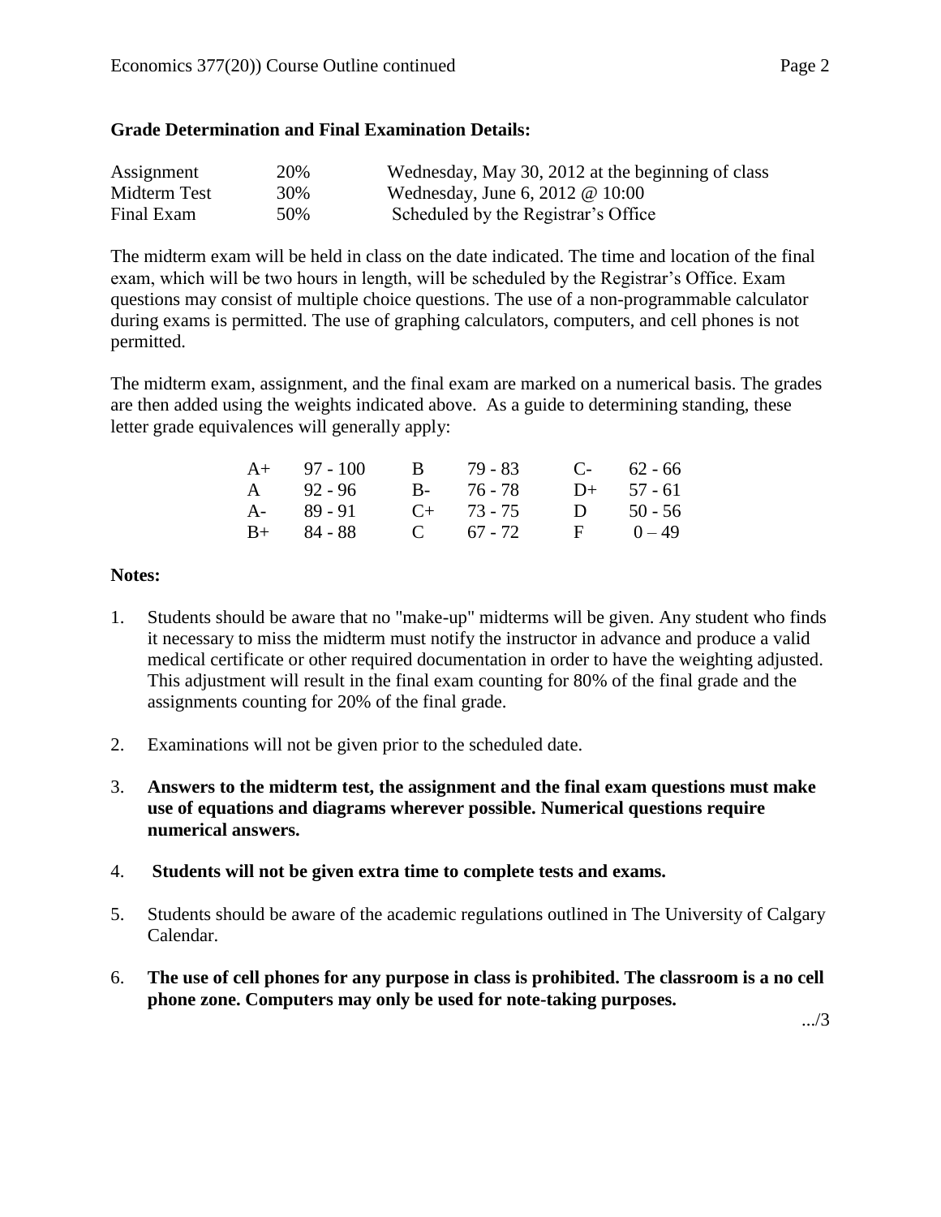**Grade Determination and Final Examination Details:**

| Assignment | 20% | Wednesday, May 30, 2012 at the beginning of class |
|---|---|---|
| Midterm Test | 30% | Wednesday, June 6, 2012 @ 10:00 |
| Final Exam | 50% | Scheduled by the Registrar's Office |

The midterm exam will be held in class on the date indicated. The time and location of the final exam, which will be two hours in length, will be scheduled by the Registrar's Office. Exam questions may consist of multiple choice questions. The use of a non-programmable calculator during exams is permitted. The use of graphing calculators, computers, and cell phones is not permitted.

The midterm exam, assignment, and the final exam are marked on a numerical basis. The grades are then added using the weights indicated above. As a guide to determining standing, these letter grade equivalences will generally apply:

| | | | | | |
|---|---|---|---|---|---|
| A+ | 97 - 100 | B | 79 - 83 | C- | 62 - 66 |
| A | 92 - 96 | B- | 76 - 78 | D+ | 57 - 61 |
| A- | 89 - 91 | C+ | 73 - 75 | D | 50 - 56 |
| B+ | 84 - 88 | C | 67 - 72 | F | 0 – 49 |

**Notes:**

1. Students should be aware that no "make-up" midterms will be given. Any student who finds it necessary to miss the midterm must notify the instructor in advance and produce a valid medical certificate or other required documentation in order to have the weighting adjusted. This adjustment will result in the final exam counting for 80% of the final grade and the assignments counting for 20% of the final grade.

2. Examinations will not be given prior to the scheduled date.

3. **Answers to the midterm test, the assignment and the final exam questions must make use of equations and diagrams wherever possible. Numerical questions require numerical answers.**

4. **Students will not be given extra time to complete tests and exams.**

5. Students should be aware of the academic regulations outlined in The University of Calgary Calendar.

6. **The use of cell phones for any purpose in class is prohibited. The classroom is a no cell phone zone. Computers may only be used for note-taking purposes.**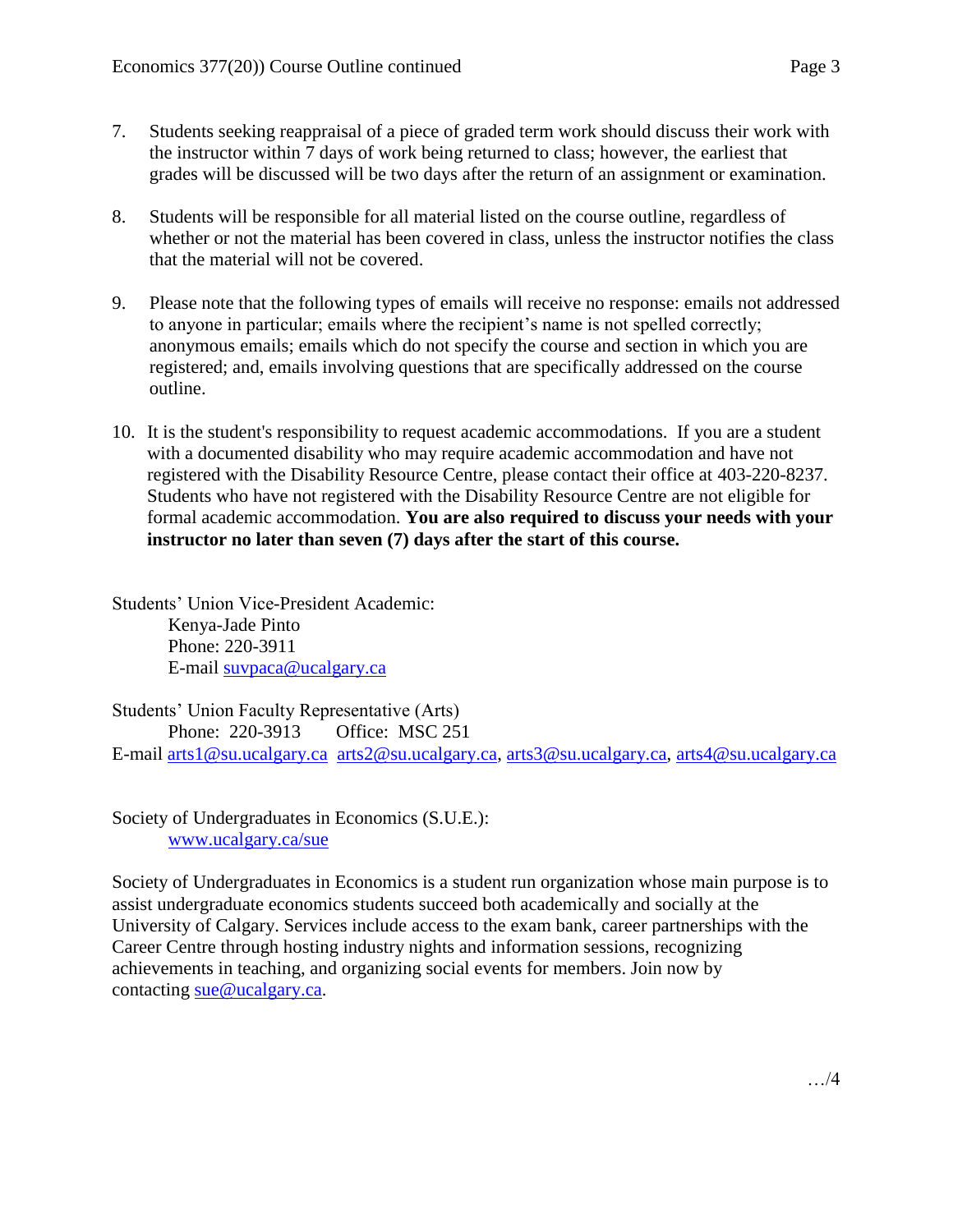7. Students seeking reappraisal of a piece of graded term work should discuss their work with the instructor within 7 days of work being returned to class; however, the earliest that grades will be discussed will be two days after the return of an assignment or examination.

8. Students will be responsible for all material listed on the course outline, regardless of whether or not the material has been covered in class, unless the instructor notifies the class that the material will not be covered.

9. Please note that the following types of emails will receive no response: emails not addressed to anyone in particular; emails where the recipient's name is not spelled correctly; anonymous emails; emails which do not specify the course and section in which you are registered; and, emails involving questions that are specifically addressed on the course outline.

10. It is the student's responsibility to request academic accommodations. If you are a student with a documented disability who may require academic accommodation and have not registered with the Disability Resource Centre, please contact their office at 403-220-8237. Students who have not registered with the Disability Resource Centre are not eligible for formal academic accommodation. **You are also required to discuss your needs with your instructor no later than seven (7) days after the start of this course.**

Students' Union Vice-President Academic:
Kenya-Jade Pinto
Phone: 220-3911
E-mail suvpaca@ucalgary.ca

Students' Union Faculty Representative (Arts)
Phone: 220-3913 Office: MSC 251
E-mail arts1@su.ucalgary.ca arts2@su.ucalgary.ca, arts3@su.ucalgary.ca, arts4@su.ucalgary.ca

Society of Undergraduates in Economics (S.U.E.):
www.ucalgary.ca/sue

Society of Undergraduates in Economics is a student run organization whose main purpose is to assist undergraduate economics students succeed both academically and socially at the University of Calgary. Services include access to the exam bank, career partnerships with the Career Centre through hosting industry nights and information sessions, recognizing achievements in teaching, and organizing social events for members. Join now by contacting sue@ucalgary.ca.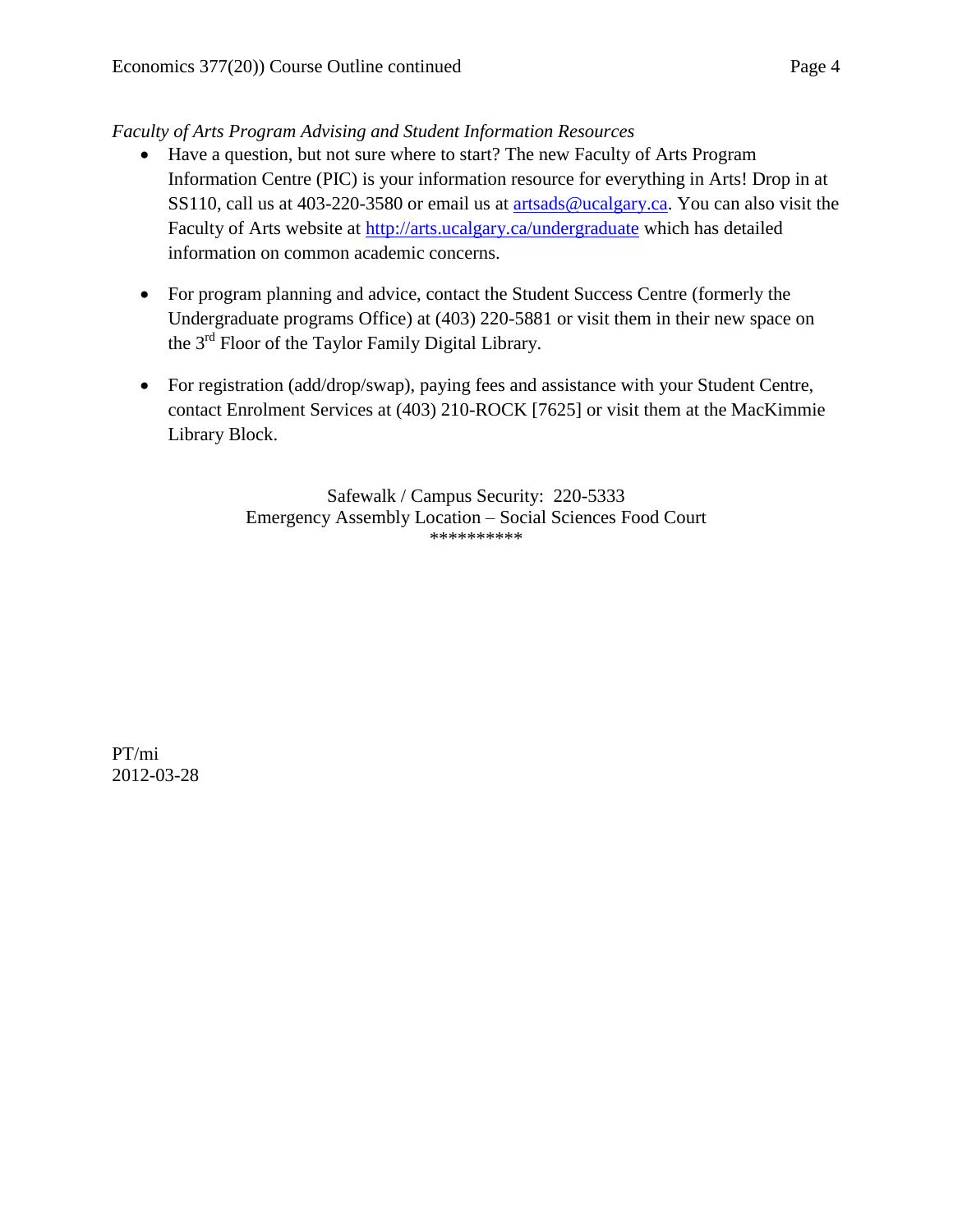*Faculty of Arts Program Advising and Student Information Resources*

- Have a question, but not sure where to start? The new Faculty of Arts Program Information Centre (PIC) is your information resource for everything in Arts! Drop in at SS110, call us at 403-220-3580 or email us at artsads@ucalgary.ca. You can also visit the Faculty of Arts website at http://arts.ucalgary.ca/undergraduate which has detailed information on common academic concerns.

- For program planning and advice, contact the Student Success Centre (formerly the Undergraduate programs Office) at (403) 220-5881 or visit them in their new space on the 3rd Floor of the Taylor Family Digital Library.

- For registration (add/drop/swap), paying fees and assistance with your Student Centre, contact Enrolment Services at (403) 210-ROCK [7625] or visit them at the MacKimmie Library Block.

Safewalk / Campus Security: 220-5333
Emergency Assembly Location – Social Sciences Food Court
**********

PT/mi
2012-03-28